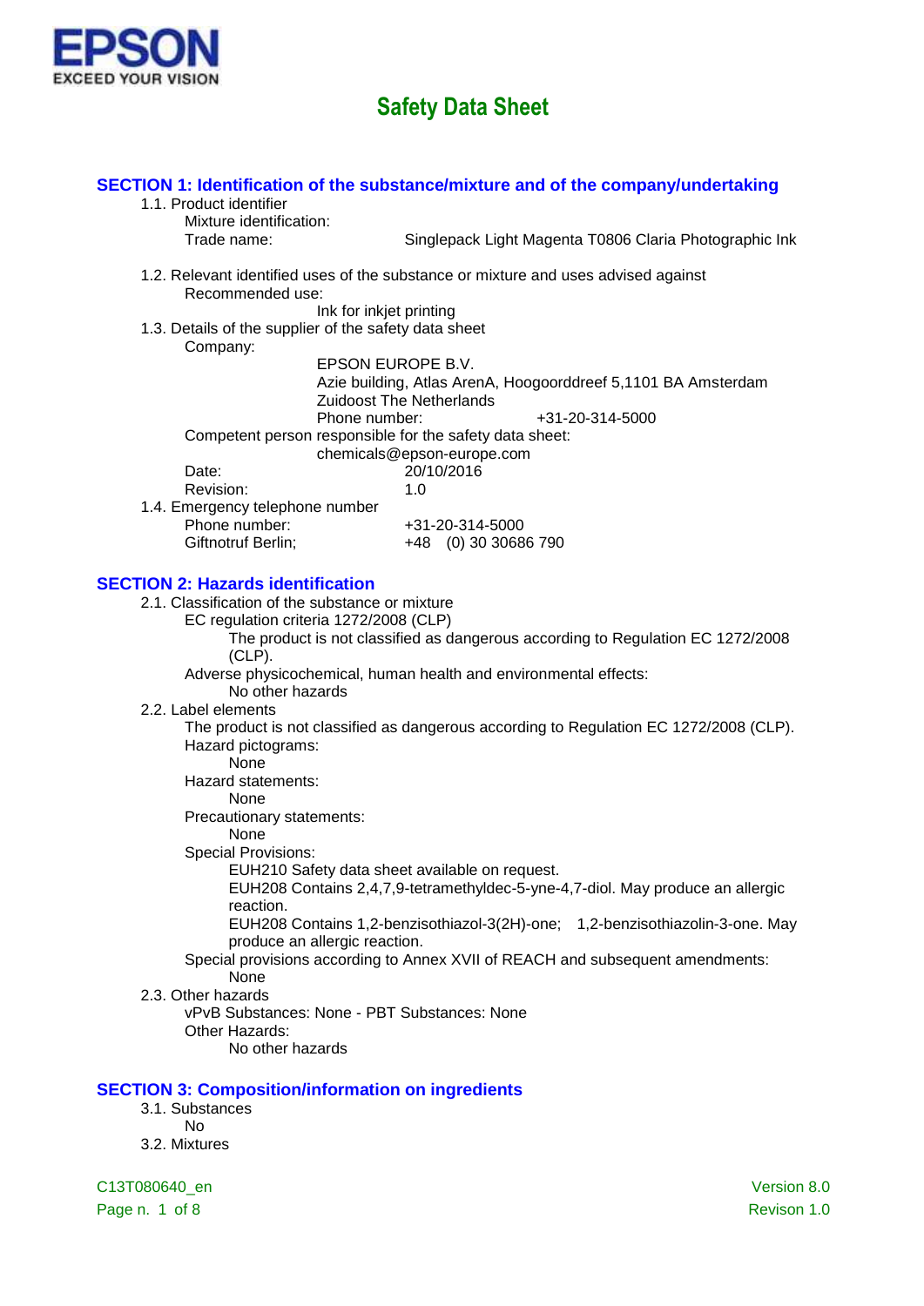# Safety Data Sheet

## SECTION 1: Identification of the substance/mixture and of the company/undertaking

1.1. Product identifier

Mixture identification:

Trade name: Singlepack Light Magenta T0806 Claria Photographic Ink

1.2. Relevant identified uses of the substance or mixture and uses advised against

Recommended use:

Ink for inkjet printing

1.3. Details of the supplier of the safety data sheet

Company:

EPSON EUROPE B.V.
Azie building, Atlas ArenA, Hoogoorddreef 5,1101 BA Amsterdam
Zuidoost The Netherlands
Phone number: +31-20-314-5000

Competent person responsible for the safety data sheet:

chemicals@epson-europe.com

Date: 20/10/2016

Revision: 1.0

1.4. Emergency telephone number

Phone number: +31-20-314-5000

Giftnotruf Berlin; +48 (0) 30 30686 790

## SECTION 2: Hazards identification

2.1. Classification of the substance or mixture

EC regulation criteria 1272/2008 (CLP)

The product is not classified as dangerous according to Regulation EC 1272/2008 (CLP).

Adverse physicochemical, human health and environmental effects:

No other hazards

2.2. Label elements

The product is not classified as dangerous according to Regulation EC 1272/2008 (CLP).

Hazard pictograms:

None

Hazard statements:

None

Precautionary statements:

None

Special Provisions:

EUH210 Safety data sheet available on request.

EUH208 Contains 2,4,7,9-tetramethyldec-5-yne-4,7-diol. May produce an allergic reaction.

EUH208 Contains 1,2-benzisothiazol-3(2H)-one; 1,2-benzisothiazolin-3-one. May produce an allergic reaction.

Special provisions according to Annex XVII of REACH and subsequent amendments:

None

2.3. Other hazards

vPvB Substances: None - PBT Substances: None

Other Hazards:

No other hazards

## SECTION 3: Composition/information on ingredients

3.1. Substances

No

3.2. Mixtures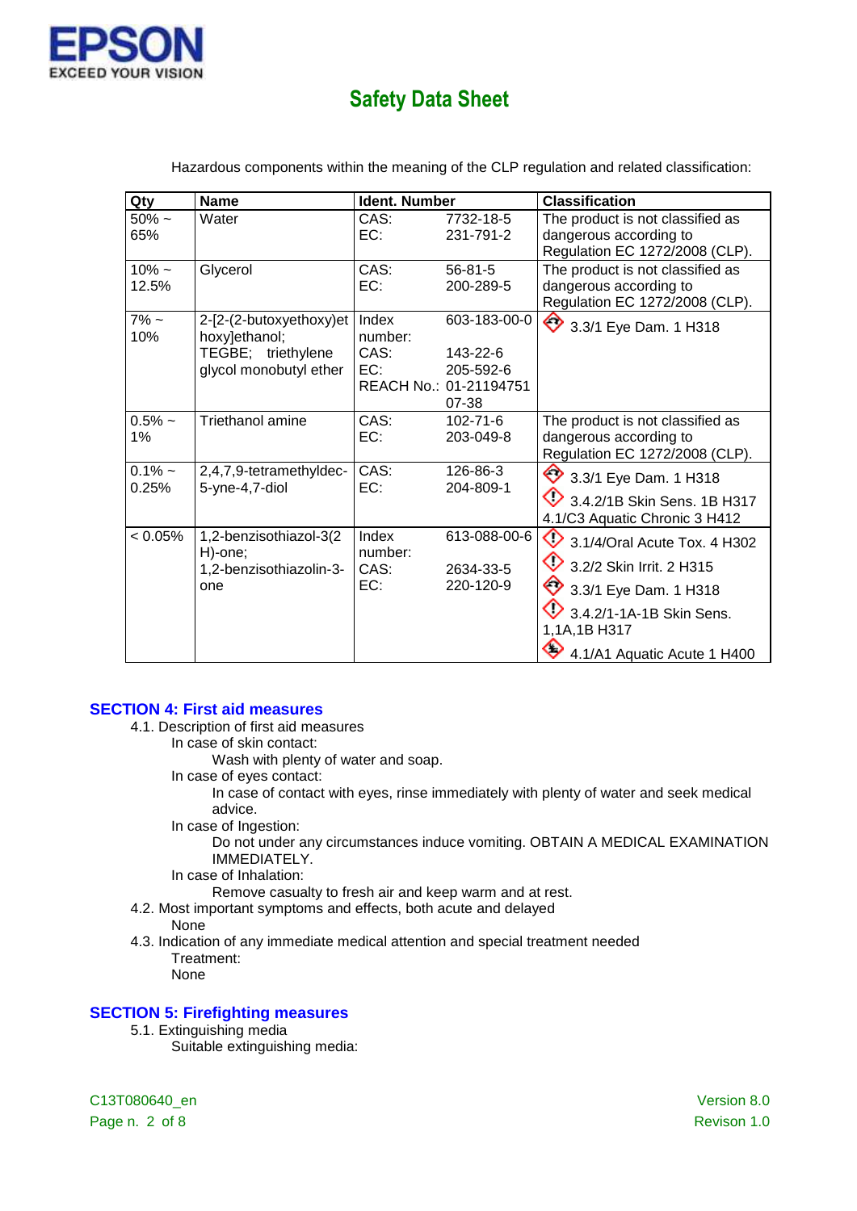Hazardous components within the meaning of the CLP regulation and related classification:

| Qty | Name | Ident. Number | Classification |
|---|---|---|---|
| 50% ~ 65% | Water | CAS: 7732-18-5<br>EC: 231-791-2 | The product is not classified as dangerous according to Regulation EC 1272/2008 (CLP). |
| 10% ~ 12.5% | Glycerol | CAS: 56-81-5<br>EC: 200-289-5 | The product is not classified as dangerous according to Regulation EC 1272/2008 (CLP). |
| 7% ~ 10% | 2-[2-(2-butoxyethoxy)ethoxy]ethanol; TEGBE; triethylene glycol monobutyl ether | Index number: 603-183-00-0<br>CAS: 143-22-6<br>EC: 205-592-6<br>REACH No.: 01-2119475107-38 | 3.3/1 Eye Dam. 1 H318 |
| 0.5% ~ 1% | Triethanol amine | CAS: 102-71-6<br>EC: 203-049-8 | The product is not classified as dangerous according to Regulation EC 1272/2008 (CLP). |
| 0.1% ~ 0.25% | 2,4,7,9-tetramethyldec-5-yne-4,7-diol | CAS: 126-86-3<br>EC: 204-809-1 | 3.3/1 Eye Dam. 1 H318<br>3.4.2/1B Skin Sens. 1B H317<br>4.1/C3 Aquatic Chronic 3 H412 |
| < 0.05% | 1,2-benzisothiazol-3(2H)-one; 1,2-benzisothiazolin-3-one | Index number: 613-088-00-6<br>CAS: 2634-33-5<br>EC: 220-120-9 | 3.1/4/Oral Acute Tox. 4 H302<br>3.2/2 Skin Irrit. 2 H315<br>3.3/1 Eye Dam. 1 H318<br>3.4.2/1-1A-1B Skin Sens. 1,1A,1B H317<br>4.1/A1 Aquatic Acute 1 H400 |

## SECTION 4: First aid measures

4.1. Description of first aid measures

In case of skin contact:

Wash with plenty of water and soap.

In case of eyes contact:

In case of contact with eyes, rinse immediately with plenty of water and seek medical advice.

In case of Ingestion:

Do not under any circumstances induce vomiting. OBTAIN A MEDICAL EXAMINATION IMMEDIATELY.

In case of Inhalation:

Remove casualty to fresh air and keep warm and at rest.

4.2. Most important symptoms and effects, both acute and delayed

None

4.3. Indication of any immediate medical attention and special treatment needed

Treatment:

None

## SECTION 5: Firefighting measures

5.1. Extinguishing media

Suitable extinguishing media: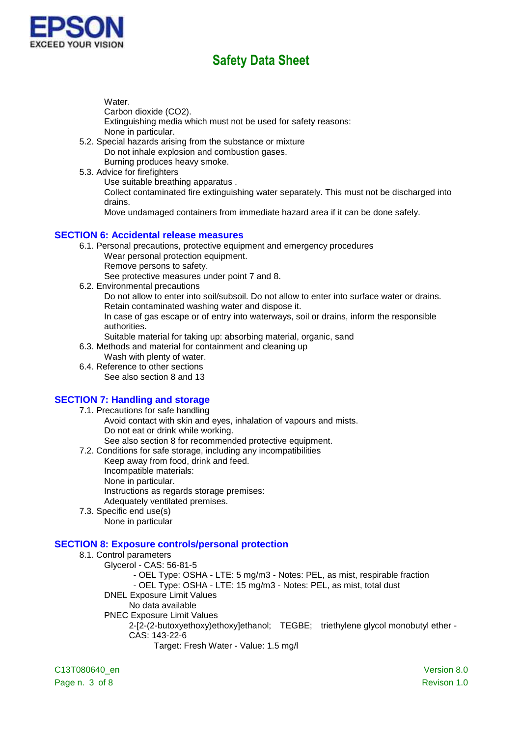Water.
Carbon dioxide ($CO_2$).
Extinguishing media which must not be used for safety reasons:
None in particular.

5.2. Special hazards arising from the substance or mixture
Do not inhale explosion and combustion gases.
Burning produces heavy smoke.

5.3. Advice for firefighters
Use suitable breathing apparatus .
Collect contaminated fire extinguishing water separately. This must not be discharged into drains.
Move undamaged containers from immediate hazard area if it can be done safely.

## SECTION 6: Accidental release measures

6.1. Personal precautions, protective equipment and emergency procedures
Wear personal protection equipment.
Remove persons to safety.
See protective measures under point 7 and 8.

6.2. Environmental precautions
Do not allow to enter into soil/subsoil. Do not allow to enter into surface water or drains.
Retain contaminated washing water and dispose it.
In case of gas escape or of entry into waterways, soil or drains, inform the responsible authorities.
Suitable material for taking up: absorbing material, organic, sand

6.3. Methods and material for containment and cleaning up
Wash with plenty of water.

6.4. Reference to other sections
See also section 8 and 13

## SECTION 7: Handling and storage

7.1. Precautions for safe handling
Avoid contact with skin and eyes, inhalation of vapours and mists.
Do not eat or drink while working.
See also section 8 for recommended protective equipment.

7.2. Conditions for safe storage, including any incompatibilities
Keep away from food, drink and feed.
Incompatible materials:
None in particular.
Instructions as regards storage premises:
Adequately ventilated premises.

7.3. Specific end use(s)
None in particular

## SECTION 8: Exposure controls/personal protection

8.1. Control parameters
Glycerol - CAS: 56-81-5
- OEL Type: OSHA - LTE: 5 mg/m3 - Notes: PEL, as mist, respirable fraction
- OEL Type: OSHA - LTE: 15 mg/m3 - Notes: PEL, as mist, total dust

DNEL Exposure Limit Values
No data available

PNEC Exposure Limit Values
2-[2-(2-butoxyethoxy)ethoxy]ethanol; TEGBE; triethylene glycol monobutyl ether - CAS: 143-22-6
Target: Fresh Water - Value: 1.5 mg/l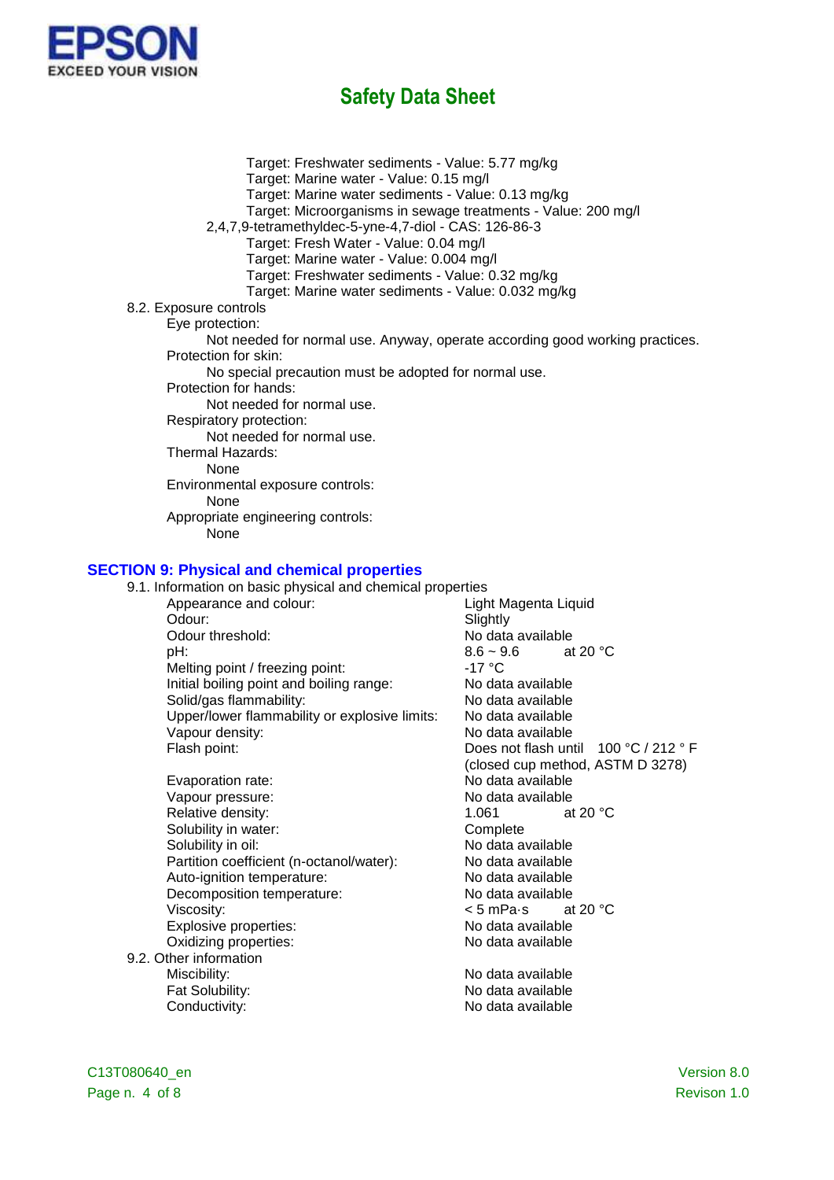Target: Freshwater sediments - Value: 5.77 mg/kg
Target: Marine water - Value: 0.15 mg/l
Target: Marine water sediments - Value: 0.13 mg/kg
Target: Microorganisms in sewage treatments - Value: 200 mg/l

2,4,7,9-tetramethyldec-5-yne-4,7-diol - CAS: 126-86-3
Target: Fresh Water - Value: 0.04 mg/l
Target: Marine water - Value: 0.004 mg/l
Target: Freshwater sediments - Value: 0.32 mg/kg
Target: Marine water sediments - Value: 0.032 mg/kg

8.2. Exposure controls

Eye protection:
Not needed for normal use. Anyway, operate according good working practices.

Protection for skin:
No special precaution must be adopted for normal use.

Protection for hands:
Not needed for normal use.

Respiratory protection:
Not needed for normal use.

Thermal Hazards:
None

Environmental exposure controls:
None

Appropriate engineering controls:
None

## SECTION 9: Physical and chemical properties

9.1. Information on basic physical and chemical properties

| Property | Value |
|---|---|
| Appearance and colour: | Light Magenta Liquid |
| Odour: | Slightly |
| Odour threshold: | No data available |
| pH: | 8.6 ~ 9.6 at 20 °C |
| Melting point / freezing point: | -17 °C |
| Initial boiling point and boiling range: | No data available |
| Solid/gas flammability: | No data available |
| Upper/lower flammability or explosive limits: | No data available |
| Vapour density: | No data available |
| Flash point: | Does not flash until 100 °C / 212 ° F (closed cup method, ASTM D 3278) |
| Evaporation rate: | No data available |
| Vapour pressure: | No data available |
| Relative density: | 1.061 at 20 °C |
| Solubility in water: | Complete |
| Solubility in oil: | No data available |
| Partition coefficient (n-octanol/water): | No data available |
| Auto-ignition temperature: | No data available |
| Decomposition temperature: | No data available |
| Viscosity: | < 5 mPa·s at 20 °C |
| Explosive properties: | No data available |
| Oxidizing properties: | No data available |

9.2. Other information

| Property | Value |
|---|---|
| Miscibility: | No data available |
| Fat Solubility: | No data available |
| Conductivity: | No data available |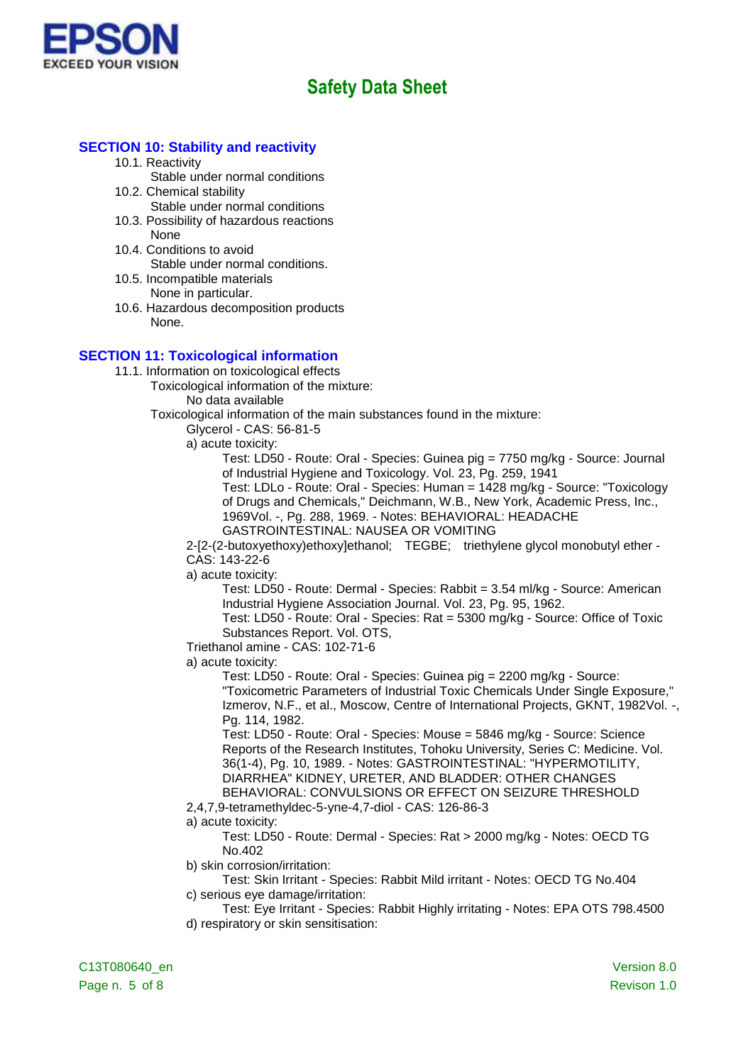## SECTION 10: Stability and reactivity

10.1. Reactivity
Stable under normal conditions

10.2. Chemical stability
Stable under normal conditions

10.3. Possibility of hazardous reactions
None

10.4. Conditions to avoid
Stable under normal conditions.

10.5. Incompatible materials
None in particular.

10.6. Hazardous decomposition products
None.

## SECTION 11: Toxicological information

11.1. Information on toxicological effects

Toxicological information of the mixture:
No data available

Toxicological information of the main substances found in the mixture:

Glycerol - CAS: 56-81-5

a) acute toxicity:
Test: LD50 - Route: Oral - Species: Guinea pig = 7750 mg/kg - Source: Journal of Industrial Hygiene and Toxicology. Vol. 23, Pg. 259, 1941
Test: LDLo - Route: Oral - Species: Human = 1428 mg/kg - Source: "Toxicology of Drugs and Chemicals," Deichmann, W.B., New York, Academic Press, Inc., 1969Vol. -, Pg. 288, 1969. - Notes: BEHAVIORAL: HEADACHE GASTROINTESTINAL: NAUSEA OR VOMITING

2-[2-(2-butoxyethoxy)ethoxy]ethanol; TEGBE; triethylene glycol monobutyl ether - CAS: 143-22-6

a) acute toxicity:
Test: LD50 - Route: Dermal - Species: Rabbit = 3.54 ml/kg - Source: American Industrial Hygiene Association Journal. Vol. 23, Pg. 95, 1962.
Test: LD50 - Route: Oral - Species: Rat = 5300 mg/kg - Source: Office of Toxic Substances Report. Vol. OTS,

Triethanol amine - CAS: 102-71-6

a) acute toxicity:
Test: LD50 - Route: Oral - Species: Guinea pig = 2200 mg/kg - Source: "Toxicometric Parameters of Industrial Toxic Chemicals Under Single Exposure," Izmerov, N.F., et al., Moscow, Centre of International Projects, GKNT, 1982Vol. -, Pg. 114, 1982.
Test: LD50 - Route: Oral - Species: Mouse = 5846 mg/kg - Source: Science Reports of the Research Institutes, Tohoku University, Series C: Medicine. Vol. 36(1-4), Pg. 10, 1989. - Notes: GASTROINTESTINAL: "HYPERMOTILITY, DIARRHEA" KIDNEY, URETER, AND BLADDER: OTHER CHANGES BEHAVIORAL: CONVULSIONS OR EFFECT ON SEIZURE THRESHOLD

2,4,7,9-tetramethyldec-5-yne-4,7-diol - CAS: 126-86-3

a) acute toxicity:
Test: LD50 - Route: Dermal - Species: Rat > 2000 mg/kg - Notes: OECD TG No.402

b) skin corrosion/irritation:
Test: Skin Irritant - Species: Rabbit Mild irritant - Notes: OECD TG No.404

c) serious eye damage/irritation:
Test: Eye Irritant - Species: Rabbit Highly irritating - Notes: EPA OTS 798.4500

d) respiratory or skin sensitisation: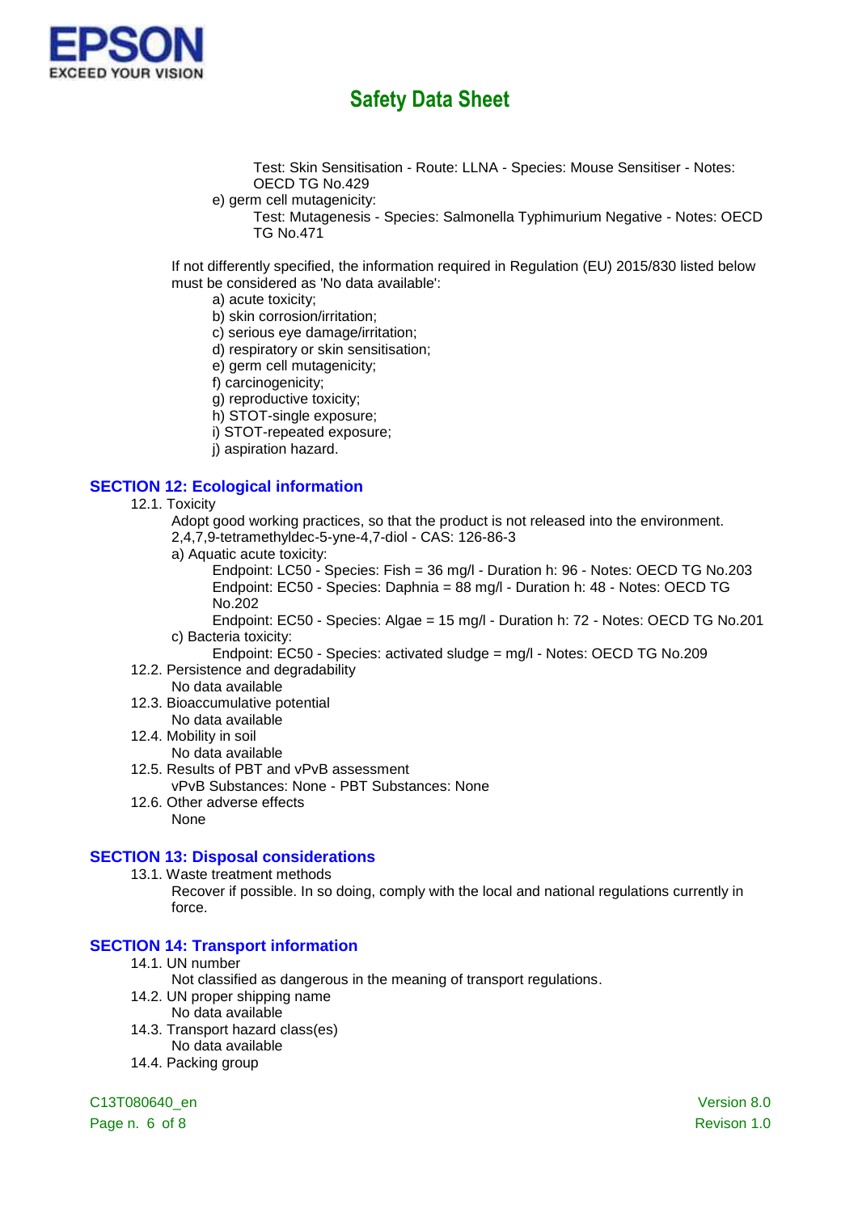Test: Skin Sensitisation - Route: LLNA - Species: Mouse Sensitiser - Notes: OECD TG No.429

e) germ cell mutagenicity:

Test: Mutagenesis - Species: Salmonella Typhimurium Negative - Notes: OECD TG No.471

If not differently specified, the information required in Regulation (EU) 2015/830 listed below must be considered as 'No data available':

a) acute toxicity;
b) skin corrosion/irritation;
c) serious eye damage/irritation;
d) respiratory or skin sensitisation;
e) germ cell mutagenicity;
f) carcinogenicity;
g) reproductive toxicity;
h) STOT-single exposure;
i) STOT-repeated exposure;
j) aspiration hazard.

## SECTION 12: Ecological information

12.1. Toxicity

Adopt good working practices, so that the product is not released into the environment.
2,4,7,9-tetramethyldec-5-yne-4,7-diol - CAS: 126-86-3

a) Aquatic acute toxicity:

Endpoint: LC50 - Species: Fish = 36 mg/l - Duration h: 96 - Notes: OECD TG No.203
Endpoint: EC50 - Species: Daphnia = 88 mg/l - Duration h: 48 - Notes: OECD TG No.202
Endpoint: EC50 - Species: Algae = 15 mg/l - Duration h: 72 - Notes: OECD TG No.201

c) Bacteria toxicity:

Endpoint: EC50 - Species: activated sludge = mg/l - Notes: OECD TG No.209

12.2. Persistence and degradability

No data available

12.3. Bioaccumulative potential

No data available

12.4. Mobility in soil

No data available

12.5. Results of PBT and vPvB assessment

vPvB Substances: None - PBT Substances: None

12.6. Other adverse effects

None

## SECTION 13: Disposal considerations

13.1. Waste treatment methods

Recover if possible. In so doing, comply with the local and national regulations currently in force.

## SECTION 14: Transport information

14.1. UN number

Not classified as dangerous in the meaning of transport regulations.

14.2. UN proper shipping name

No data available

14.3. Transport hazard class(es)

No data available

14.4. Packing group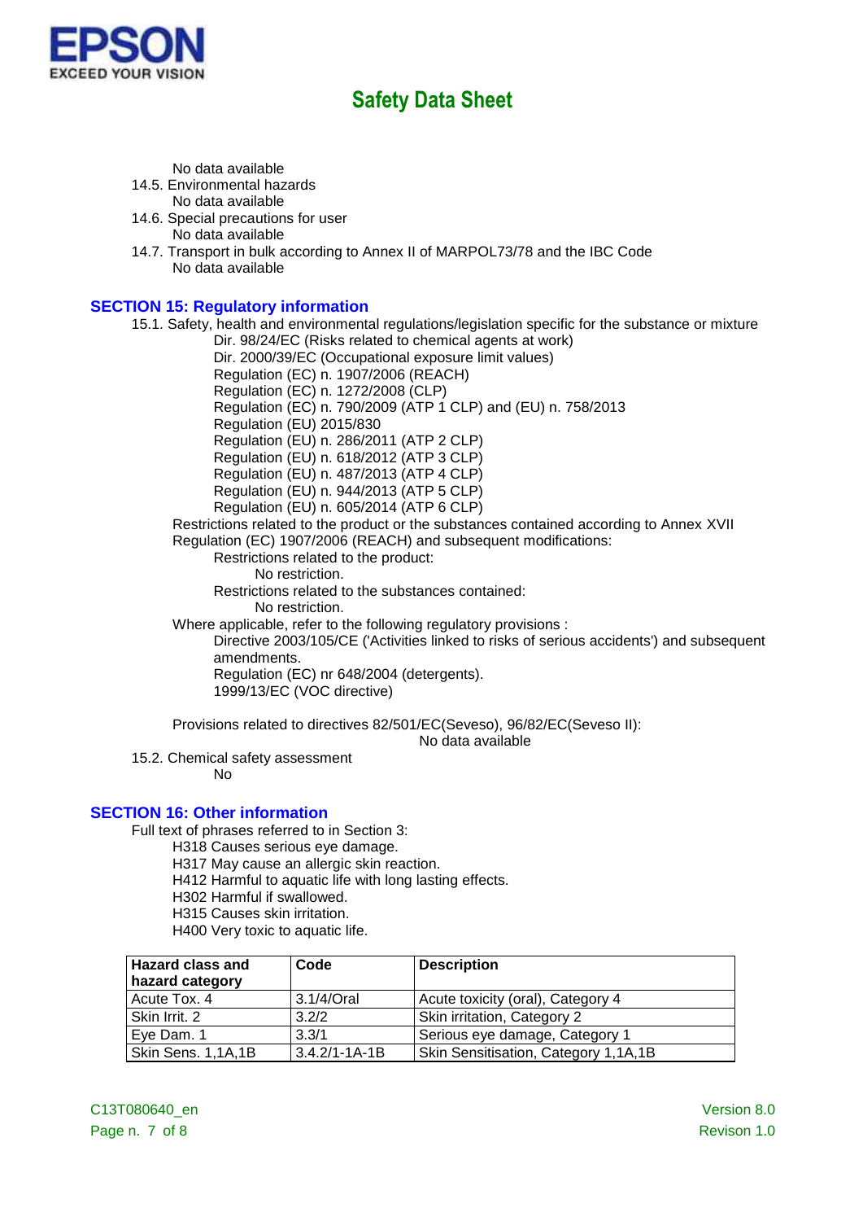No data available

14.5. Environmental hazards

No data available

14.6. Special precautions for user

No data available

14.7. Transport in bulk according to Annex II of MARPOL73/78 and the IBC Code

No data available

## SECTION 15: Regulatory information

15.1. Safety, health and environmental regulations/legislation specific for the substance or mixture

Dir. 98/24/EC (Risks related to chemical agents at work)
Dir. 2000/39/EC (Occupational exposure limit values)
Regulation (EC) n. 1907/2006 (REACH)
Regulation (EC) n. 1272/2008 (CLP)
Regulation (EC) n. 790/2009 (ATP 1 CLP) and (EU) n. 758/2013
Regulation (EU) 2015/830
Regulation (EU) n. 286/2011 (ATP 2 CLP)
Regulation (EU) n. 618/2012 (ATP 3 CLP)
Regulation (EU) n. 487/2013 (ATP 4 CLP)
Regulation (EU) n. 944/2013 (ATP 5 CLP)
Regulation (EU) n. 605/2014 (ATP 6 CLP)

Restrictions related to the product or the substances contained according to Annex XVII Regulation (EC) 1907/2006 (REACH) and subsequent modifications:

Restrictions related to the product:

No restriction.

Restrictions related to the substances contained:

No restriction.

Where applicable, refer to the following regulatory provisions :

Directive 2003/105/CE ('Activities linked to risks of serious accidents') and subsequent amendments.
Regulation (EC) nr 648/2004 (detergents).
1999/13/EC (VOC directive)

Provisions related to directives 82/501/EC(Seveso), 96/82/EC(Seveso II):

No data available

15.2. Chemical safety assessment

No

## SECTION 16: Other information

Full text of phrases referred to in Section 3:

H318 Causes serious eye damage.
H317 May cause an allergic skin reaction.
H412 Harmful to aquatic life with long lasting effects.
H302 Harmful if swallowed.
H315 Causes skin irritation.
H400 Very toxic to aquatic life.

| Hazard class and hazard category | Code | Description |
|---|---|---|
| Acute Tox. 4 | 3.1/4/Oral | Acute toxicity (oral), Category 4 |
| Skin Irrit. 2 | 3.2/2 | Skin irritation, Category 2 |
| Eye Dam. 1 | 3.3/1 | Serious eye damage, Category 1 |
| Skin Sens. 1,1A,1B | 3.4.2/1-1A-1B | Skin Sensitisation, Category 1,1A,1B |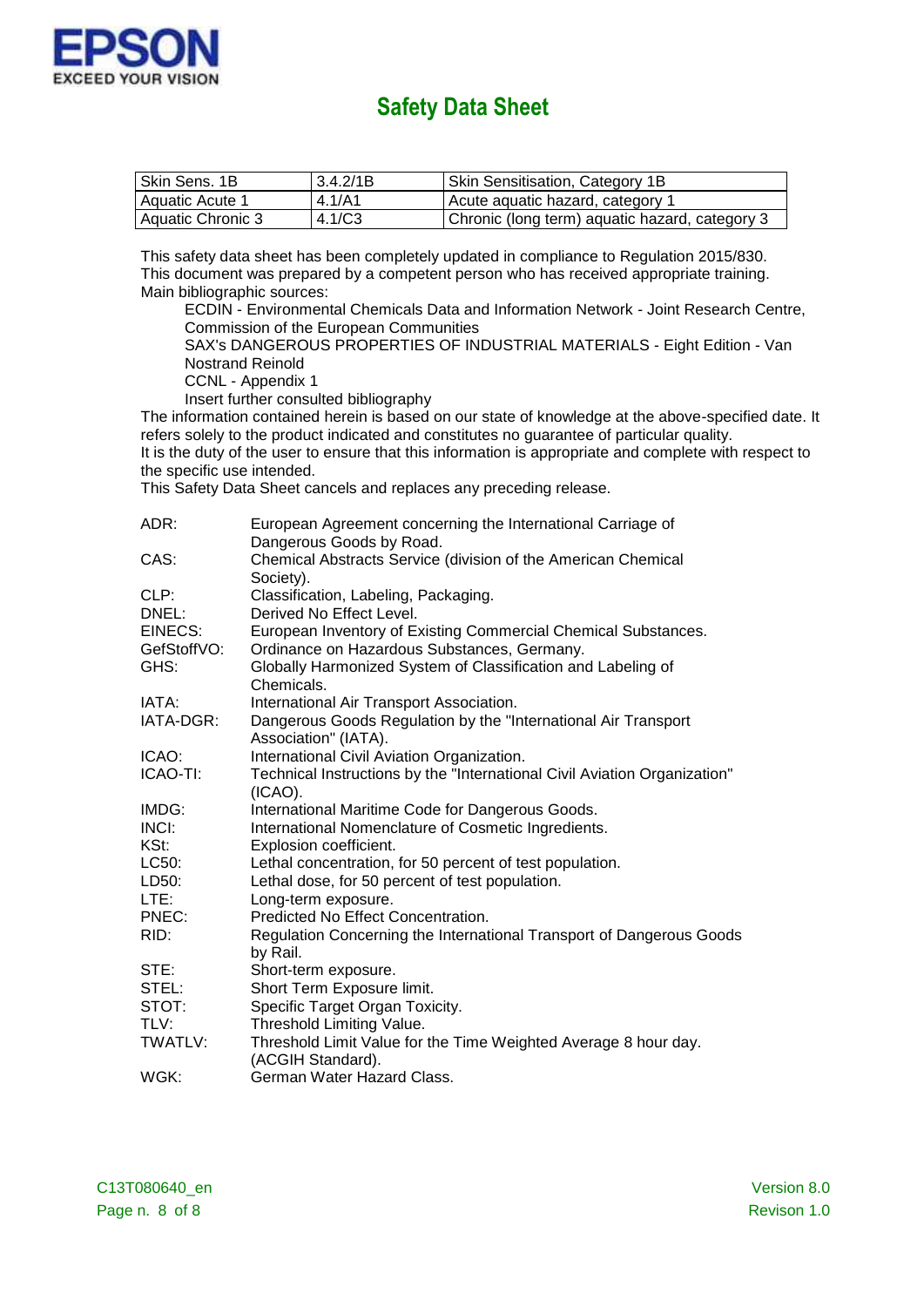# Safety Data Sheet

| | | |
|---|---|---|
| Skin Sens. 1B | 3.4.2/1B | Skin Sensitisation, Category 1B |
| Aquatic Acute 1 | 4.1/A1 | Acute aquatic hazard, category 1 |
| Aquatic Chronic 3 | 4.1/C3 | Chronic (long term) aquatic hazard, category 3 |

This safety data sheet has been completely updated in compliance to Regulation 2015/830.
This document was prepared by a competent person who has received appropriate training.
Main bibliographic sources:

ECDIN - Environmental Chemicals Data and Information Network - Joint Research Centre, Commission of the European Communities
SAX's DANGEROUS PROPERTIES OF INDUSTRIAL MATERIALS - Eight Edition - Van Nostrand Reinold
CCNL - Appendix 1
Insert further consulted bibliography

The information contained herein is based on our state of knowledge at the above-specified date. It refers solely to the product indicated and constitutes no guarantee of particular quality.
It is the duty of the user to ensure that this information is appropriate and complete with respect to the specific use intended.
This Safety Data Sheet cancels and replaces any preceding release.

| | |
|---|---|
| ADR: | European Agreement concerning the International Carriage of Dangerous Goods by Road. |
| CAS: | Chemical Abstracts Service (division of the American Chemical Society). |
| CLP: | Classification, Labeling, Packaging. |
| DNEL: | Derived No Effect Level. |
| EINECS: | European Inventory of Existing Commercial Chemical Substances. |
| GefStoffVO: | Ordinance on Hazardous Substances, Germany. |
| GHS: | Globally Harmonized System of Classification and Labeling of Chemicals. |
| IATA: | International Air Transport Association. |
| IATA-DGR: | Dangerous Goods Regulation by the "International Air Transport Association" (IATA). |
| ICAO: | International Civil Aviation Organization. |
| ICAO-TI: | Technical Instructions by the "International Civil Aviation Organization" (ICAO). |
| IMDG: | International Maritime Code for Dangerous Goods. |
| INCI: | International Nomenclature of Cosmetic Ingredients. |
| KSt: | Explosion coefficient. |
| LC50: | Lethal concentration, for 50 percent of test population. |
| LD50: | Lethal dose, for 50 percent of test population. |
| LTE: | Long-term exposure. |
| PNEC: | Predicted No Effect Concentration. |
| RID: | Regulation Concerning the International Transport of Dangerous Goods by Rail. |
| STE: | Short-term exposure. |
| STEL: | Short Term Exposure limit. |
| STOT: | Specific Target Organ Toxicity. |
| TLV: | Threshold Limiting Value. |
| TWATLV: | Threshold Limit Value for the Time Weighted Average 8 hour day. (ACGIH Standard). |
| WGK: | German Water Hazard Class. |